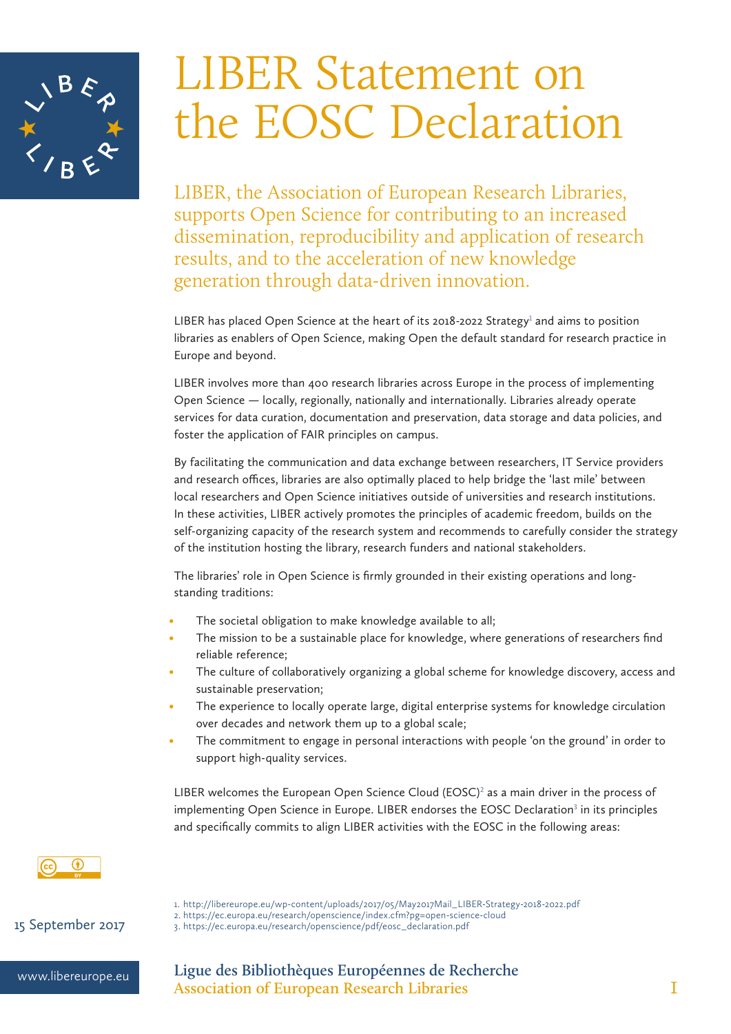# LIBER Statement on the EOSC Declaration

LIBER, the Association of European Research Libraries, supports Open Science for contributing to an increased dissemination, reproducibility and application of research results, and to the acceleration of new knowledge generation through data-driven innovation.

LIBER has placed Open Science at the heart of its 2018-2022 Strategy[1] and aims to position libraries as enablers of Open Science, making Open the default standard for research practice in Europe and beyond.

LIBER involves more than 400 research libraries across Europe in the process of implementing Open Science — locally, regionally, nationally and internationally. Libraries already operate services for data curation, documentation and preservation, data storage and data policies, and foster the application of FAIR principles on campus.

By facilitating the communication and data exchange between researchers, IT Service providers and research offices, libraries are also optimally placed to help bridge the 'last mile' between local researchers and Open Science initiatives outside of universities and research institutions. In these activities, LIBER actively promotes the principles of academic freedom, builds on the self-organizing capacity of the research system and recommends to carefully consider the strategy of the institution hosting the library, research funders and national stakeholders.

The libraries' role in Open Science is firmly grounded in their existing operations and long-standing traditions:

- The societal obligation to make knowledge available to all;
- The mission to be a sustainable place for knowledge, where generations of researchers find reliable reference;
- The culture of collaboratively organizing a global scheme for knowledge discovery, access and sustainable preservation;
- The experience to locally operate large, digital enterprise systems for knowledge circulation over decades and network them up to a global scale;
- The commitment to engage in personal interactions with people 'on the ground' in order to support high-quality services.

LIBER welcomes the European Open Science Cloud (EOSC)[2] as a main driver in the process of implementing Open Science in Europe. LIBER endorses the EOSC Declaration[3] in its principles and specifically commits to align LIBER activities with the EOSC in the following areas:

15 September 2017

1. http://libereurope.eu/wp-content/uploads/2017/05/May2017Mail_LIBER-Strategy-2018-2022.pdf
2. https://ec.europa.eu/research/openscience/index.cfm?pg=open-science-cloud
3. https://ec.europa.eu/research/openscience/pdf/eosc_declaration.pdf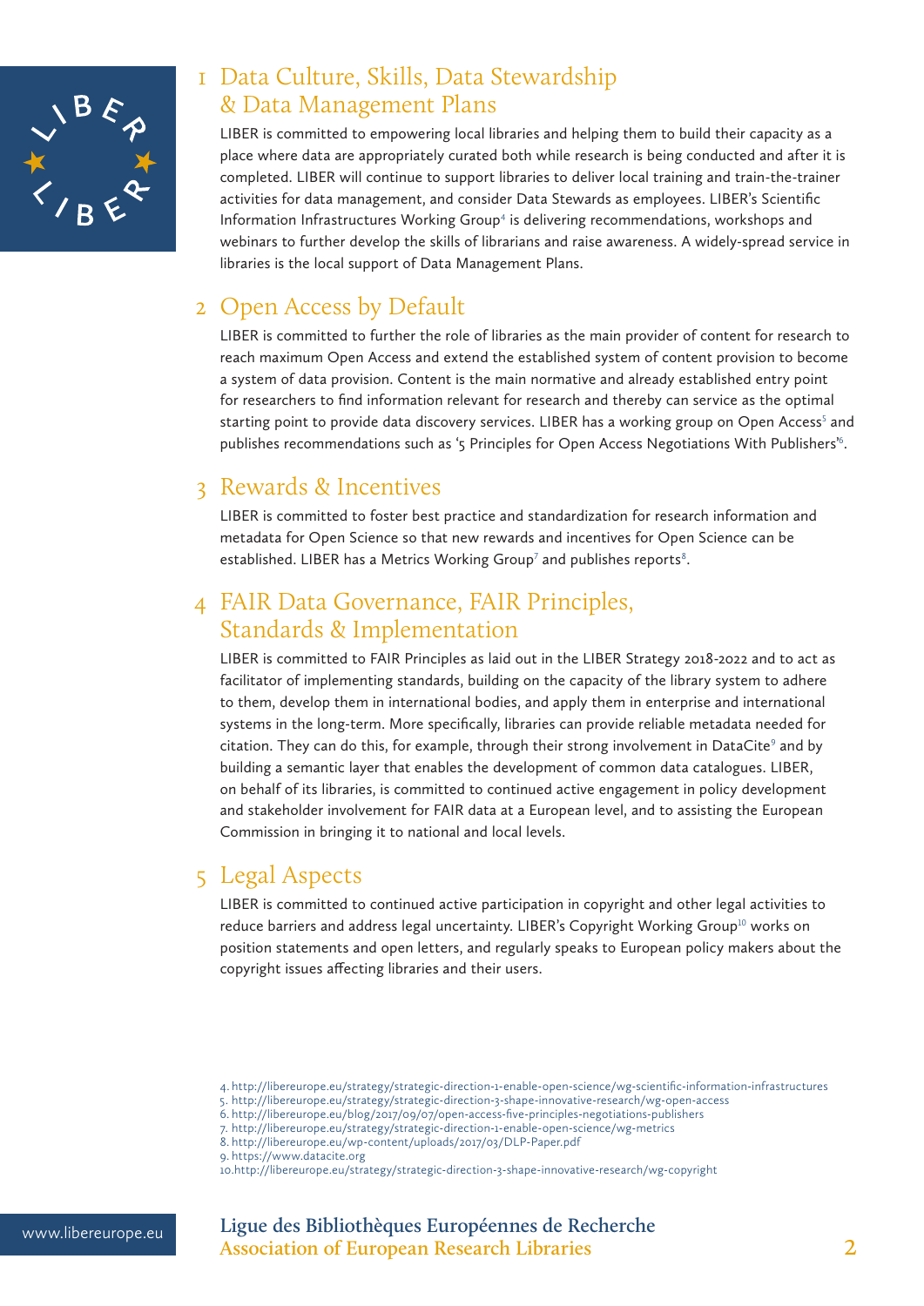## 1 Data Culture, Skills, Data Stewardship & Data Management Plans

LIBER is committed to empowering local libraries and helping them to build their capacity as a place where data are appropriately curated both while research is being conducted and after it is completed. LIBER will continue to support libraries to deliver local training and train-the-trainer activities for data management, and consider Data Stewards as employees. LIBER's Scientific Information Infrastructures Working Group[4] is delivering recommendations, workshops and webinars to further develop the skills of librarians and raise awareness. A widely-spread service in libraries is the local support of Data Management Plans.

## 2 Open Access by Default

LIBER is committed to further the role of libraries as the main provider of content for research to reach maximum Open Access and extend the established system of content provision to become a system of data provision. Content is the main normative and already established entry point for researchers to find information relevant for research and thereby can service as the optimal starting point to provide data discovery services. LIBER has a working group on Open Access[5] and publishes recommendations such as '5 Principles for Open Access Negotiations With Publishers'[6].

## 3 Rewards & Incentives

LIBER is committed to foster best practice and standardization for research information and metadata for Open Science so that new rewards and incentives for Open Science can be established. LIBER has a Metrics Working Group[7] and publishes reports[8].

## 4 FAIR Data Governance, FAIR Principles, Standards & Implementation

LIBER is committed to FAIR Principles as laid out in the LIBER Strategy 2018-2022 and to act as facilitator of implementing standards, building on the capacity of the library system to adhere to them, develop them in international bodies, and apply them in enterprise and international systems in the long-term. More specifically, libraries can provide reliable metadata needed for citation. They can do this, for example, through their strong involvement in DataCite[9] and by building a semantic layer that enables the development of common data catalogues. LIBER, on behalf of its libraries, is committed to continued active engagement in policy development and stakeholder involvement for FAIR data at a European level, and to assisting the European Commission in bringing it to national and local levels.

## 5 Legal Aspects

LIBER is committed to continued active participation in copyright and other legal activities to reduce barriers and address legal uncertainty. LIBER's Copyright Working Group[10] works on position statements and open letters, and regularly speaks to European policy makers about the copyright issues affecting libraries and their users.

4. http://libereurope.eu/strategy/strategic-direction-1-enable-open-science/wg-scientific-information-infrastructures
5. http://libereurope.eu/strategy/strategic-direction-3-shape-innovative-research/wg-open-access
6. http://libereurope.eu/blog/2017/09/07/open-access-five-principles-negotiations-publishers
7. http://libereurope.eu/strategy/strategic-direction-1-enable-open-science/wg-metrics
8. http://libereurope.eu/wp-content/uploads/2017/03/DLP-Paper.pdf
9. https://www.datacite.org
10. http://libereurope.eu/strategy/strategic-direction-3-shape-innovative-research/wg-copyright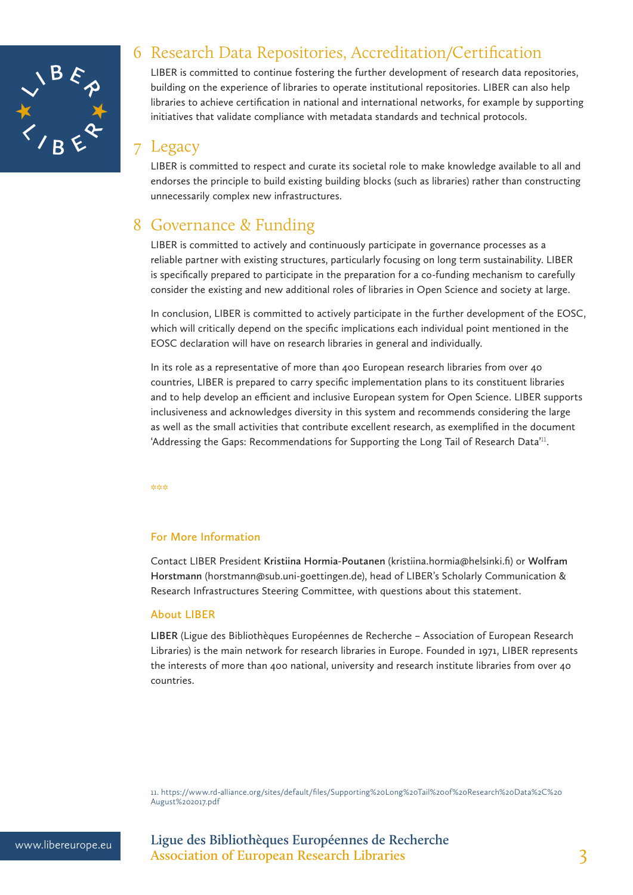## 6 Research Data Repositories, Accreditation/Certification

LIBER is committed to continue fostering the further development of research data repositories, building on the experience of libraries to operate institutional repositories. LIBER can also help libraries to achieve certification in national and international networks, for example by supporting initiatives that validate compliance with metadata standards and technical protocols.

## 7 Legacy

LIBER is committed to respect and curate its societal role to make knowledge available to all and endorses the principle to build existing building blocks (such as libraries) rather than constructing unnecessarily complex new infrastructures.

## 8 Governance & Funding

LIBER is committed to actively and continuously participate in governance processes as a reliable partner with existing structures, particularly focusing on long term sustainability. LIBER is specifically prepared to participate in the preparation for a co-funding mechanism to carefully consider the existing and new additional roles of libraries in Open Science and society at large.

In conclusion, LIBER is committed to actively participate in the further development of the EOSC, which will critically depend on the specific implications each individual point mentioned in the EOSC declaration will have on research libraries in general and individually.

In its role as a representative of more than 400 European research libraries from over 40 countries, LIBER is prepared to carry specific implementation plans to its constituent libraries and to help develop an efficient and inclusive European system for Open Science. LIBER supports inclusiveness and acknowledges diversity in this system and recommends considering the large as well as the small activities that contribute excellent research, as exemplified in the document 'Addressing the Gaps: Recommendations for Supporting the Long Tail of Research Data'[11].

***

### For More Information

Contact LIBER President **Kristiina Hormia-Poutanen** (kristiina.hormia@helsinki.fi) or **Wolfram Horstmann** (horstmann@sub.uni-goettingen.de), head of LIBER's Scholarly Communication & Research Infrastructures Steering Committee, with questions about this statement.

### About LIBER

**LIBER** (Ligue des Bibliothèques Européennes de Recherche – Association of European Research Libraries) is the main network for research libraries in Europe. Founded in 1971, LIBER represents the interests of more than 400 national, university and research institute libraries from over 40 countries.

11. https://www.rd-alliance.org/sites/default/files/Supporting%20Long%20Tail%20of%20Research%20Data%2C%20August%202017.pdf

www.libereurope.eu

**Ligue des Bibliothèques Européennes de Recherche**
**Association of European Research Libraries**